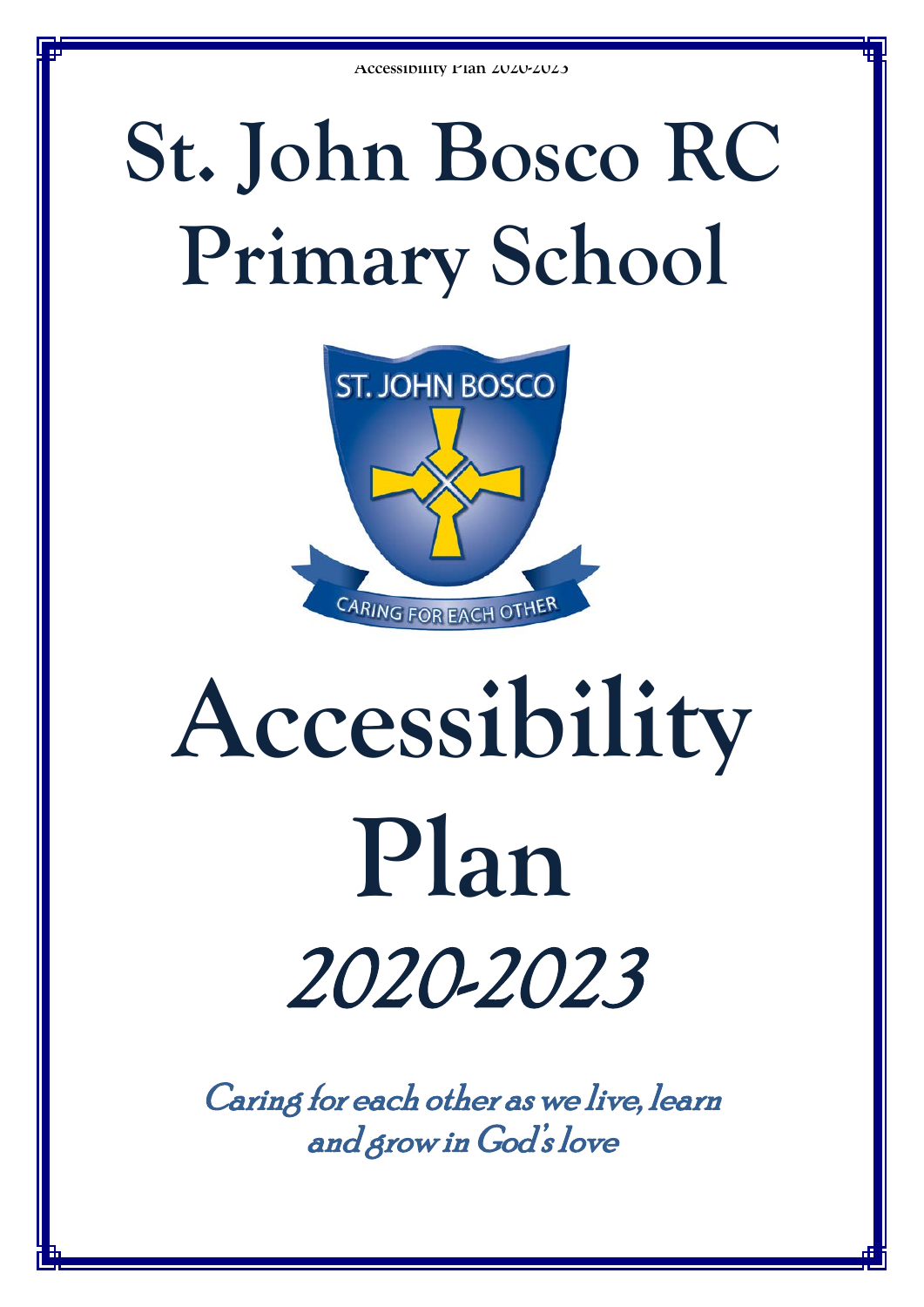# St. John Bosco RC Primary School

# Accessibility Plan

*2020-2023*

*Caring for each other as we live, learn and grow in God's love*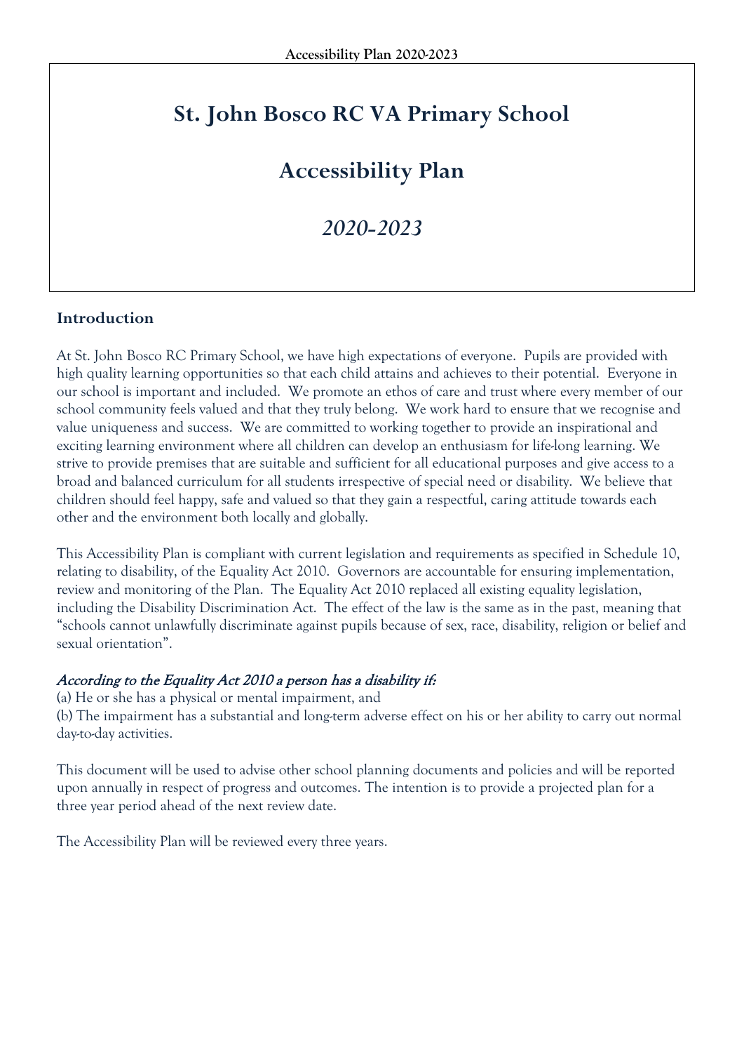# St. John Bosco RC VA Primary School

# Accessibility Plan

# *2020-2023*

## Introduction

At St. John Bosco RC Primary School, we have high expectations of everyone. Pupils are provided with high quality learning opportunities so that each child attains and achieves to their potential. Everyone in our school is important and included. We promote an ethos of care and trust where every member of our school community feels valued and that they truly belong. We work hard to ensure that we recognise and value uniqueness and success. We are committed to working together to provide an inspirational and exciting learning environment where all children can develop an enthusiasm for life-long learning. We strive to provide premises that are suitable and sufficient for all educational purposes and give access to a broad and balanced curriculum for all students irrespective of special need or disability. We believe that children should feel happy, safe and valued so that they gain a respectful, caring attitude towards each other and the environment both locally and globally.

This Accessibility Plan is compliant with current legislation and requirements as specified in Schedule 10, relating to disability, of the Equality Act 2010. Governors are accountable for ensuring implementation, review and monitoring of the Plan. The Equality Act 2010 replaced all existing equality legislation, including the Disability Discrimination Act. The effect of the law is the same as in the past, meaning that "schools cannot unlawfully discriminate against pupils because of sex, race, disability, religion or belief and sexual orientation".

*According to the Equality Act 2010 a person has a disability if:*
(a) He or she has a physical or mental impairment, and
(b) The impairment has a substantial and long-term adverse effect on his or her ability to carry out normal day-to-day activities.

This document will be used to advise other school planning documents and policies and will be reported upon annually in respect of progress and outcomes. The intention is to provide a projected plan for a three year period ahead of the next review date.

The Accessibility Plan will be reviewed every three years.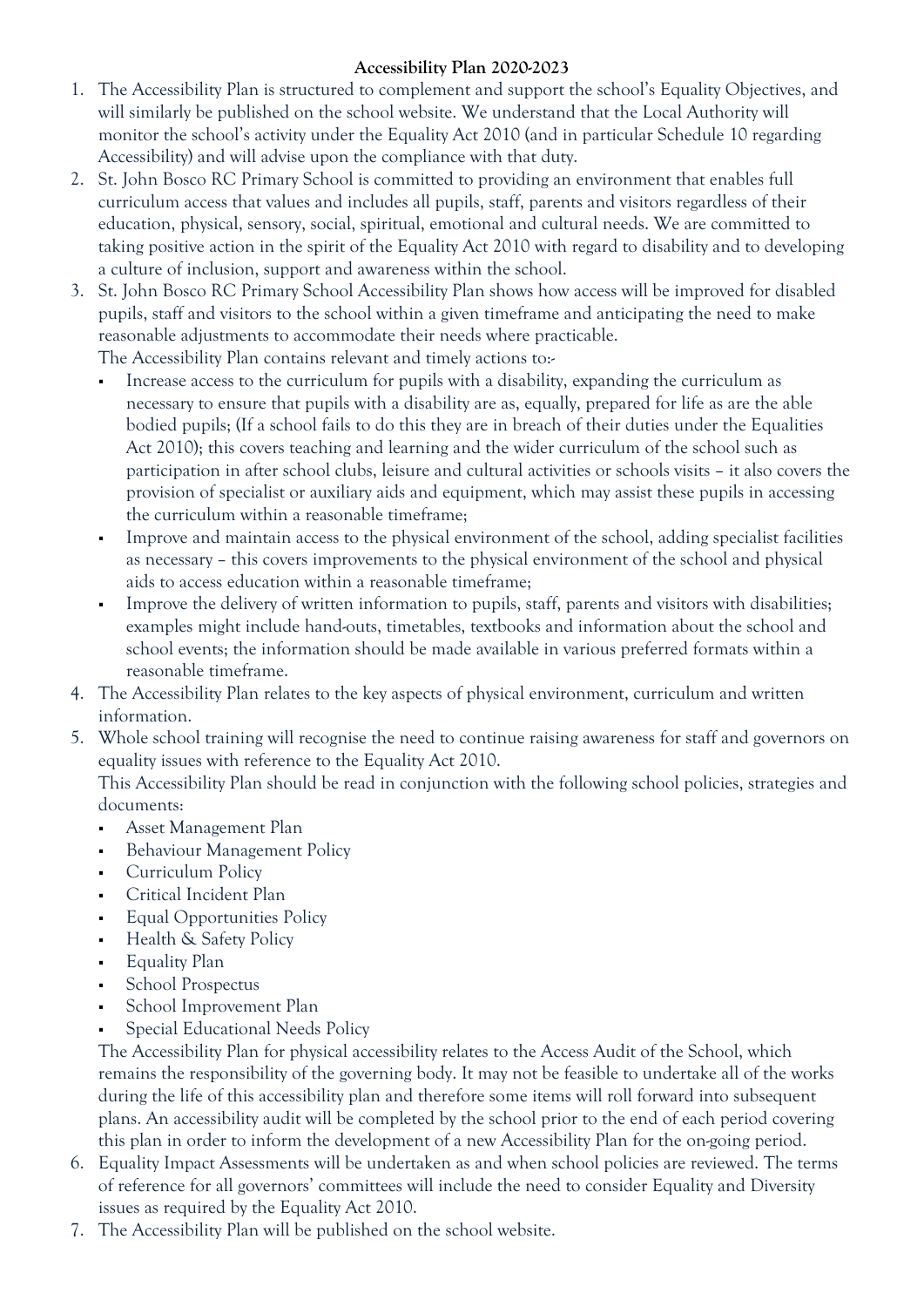**Accessibility Plan 2020-2023**

1. The Accessibility Plan is structured to complement and support the school's Equality Objectives, and will similarly be published on the school website. We understand that the Local Authority will monitor the school's activity under the Equality Act 2010 (and in particular Schedule 10 regarding Accessibility) and will advise upon the compliance with that duty.
2. St. John Bosco RC Primary School is committed to providing an environment that enables full curriculum access that values and includes all pupils, staff, parents and visitors regardless of their education, physical, sensory, social, spiritual, emotional and cultural needs. We are committed to taking positive action in the spirit of the Equality Act 2010 with regard to disability and to developing a culture of inclusion, support and awareness within the school.
3. St. John Bosco RC Primary School Accessibility Plan shows how access will be improved for disabled pupils, staff and visitors to the school within a given timeframe and anticipating the need to make reasonable adjustments to accommodate their needs where practicable.

   The Accessibility Plan contains relevant and timely actions to:-

   - Increase access to the curriculum for pupils with a disability, expanding the curriculum as necessary to ensure that pupils with a disability are as, equally, prepared for life as are the able bodied pupils; (If a school fails to do this they are in breach of their duties under the Equalities Act 2010); this covers teaching and learning and the wider curriculum of the school such as participation in after school clubs, leisure and cultural activities or schools visits – it also covers the provision of specialist or auxiliary aids and equipment, which may assist these pupils in accessing the curriculum within a reasonable timeframe;
   - Improve and maintain access to the physical environment of the school, adding specialist facilities as necessary – this covers improvements to the physical environment of the school and physical aids to access education within a reasonable timeframe;
   - Improve the delivery of written information to pupils, staff, parents and visitors with disabilities; examples might include hand-outs, timetables, textbooks and information about the school and school events; the information should be made available in various preferred formats within a reasonable timeframe.
4. The Accessibility Plan relates to the key aspects of physical environment, curriculum and written information.
5. Whole school training will recognise the need to continue raising awareness for staff and governors on equality issues with reference to the Equality Act 2010.

   This Accessibility Plan should be read in conjunction with the following school policies, strategies and documents:

   - Asset Management Plan
   - Behaviour Management Policy
   - Curriculum Policy
   - Critical Incident Plan
   - Equal Opportunities Policy
   - Health & Safety Policy
   - Equality Plan
   - School Prospectus
   - School Improvement Plan
   - Special Educational Needs Policy

   The Accessibility Plan for physical accessibility relates to the Access Audit of the School, which remains the responsibility of the governing body. It may not be feasible to undertake all of the works during the life of this accessibility plan and therefore some items will roll forward into subsequent plans. An accessibility audit will be completed by the school prior to the end of each period covering this plan in order to inform the development of a new Accessibility Plan for the on-going period.
6. Equality Impact Assessments will be undertaken as and when school policies are reviewed. The terms of reference for all governors' committees will include the need to consider Equality and Diversity issues as required by the Equality Act 2010.
7. The Accessibility Plan will be published on the school website.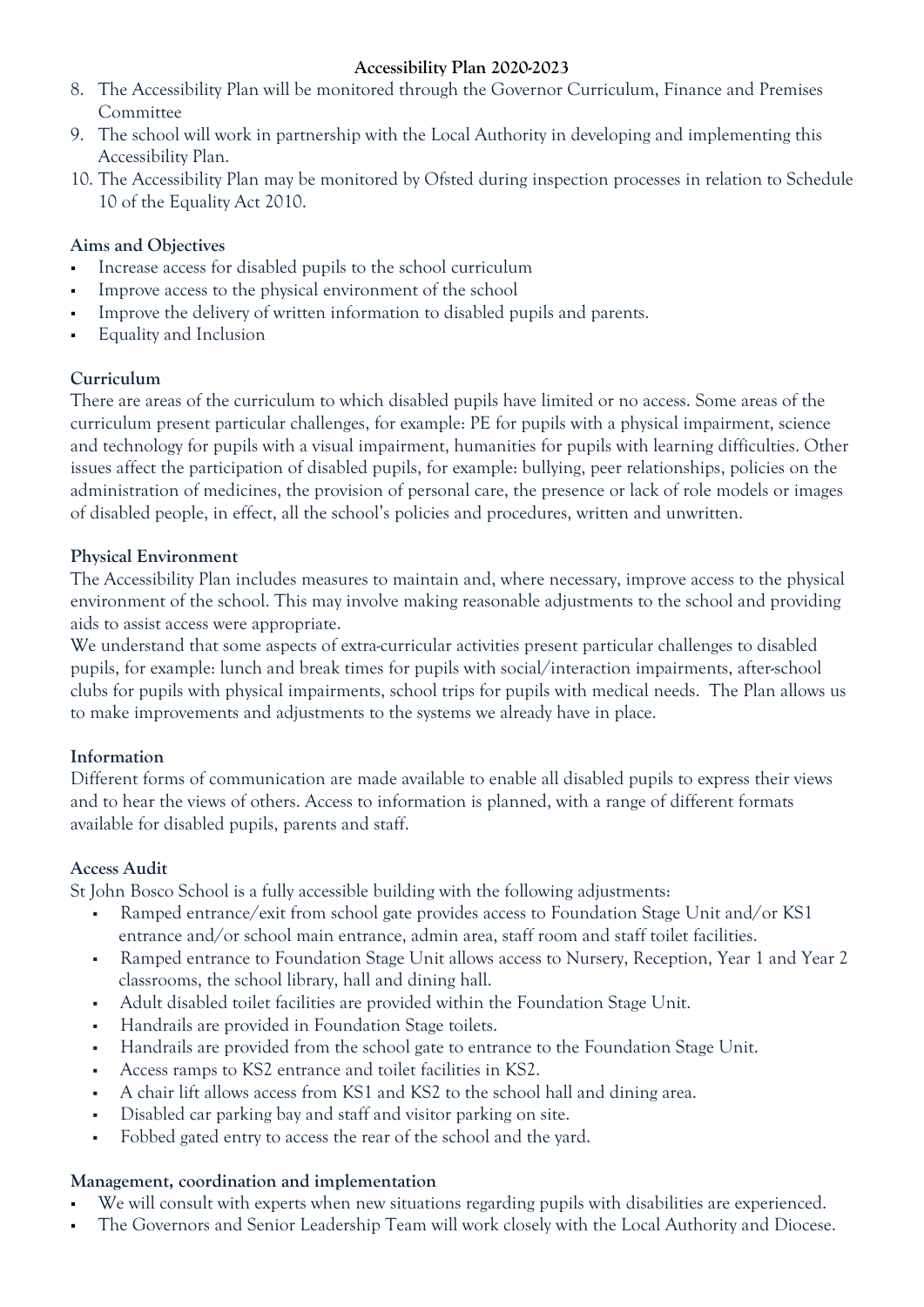**Accessibility Plan 2020-2023**

8. The Accessibility Plan will be monitored through the Governor Curriculum, Finance and Premises Committee
9. The school will work in partnership with the Local Authority in developing and implementing this Accessibility Plan.
10. The Accessibility Plan may be monitored by Ofsted during inspection processes in relation to Schedule 10 of the Equality Act 2010.

**Aims and Objectives**

- Increase access for disabled pupils to the school curriculum
- Improve access to the physical environment of the school
- Improve the delivery of written information to disabled pupils and parents.
- Equality and Inclusion

**Curriculum**

There are areas of the curriculum to which disabled pupils have limited or no access. Some areas of the curriculum present particular challenges, for example: PE for pupils with a physical impairment, science and technology for pupils with a visual impairment, humanities for pupils with learning difficulties. Other issues affect the participation of disabled pupils, for example: bullying, peer relationships, policies on the administration of medicines, the provision of personal care, the presence or lack of role models or images of disabled people, in effect, all the school's policies and procedures, written and unwritten.

**Physical Environment**

The Accessibility Plan includes measures to maintain and, where necessary, improve access to the physical environment of the school. This may involve making reasonable adjustments to the school and providing aids to assist access were appropriate.

We understand that some aspects of extra-curricular activities present particular challenges to disabled pupils, for example: lunch and break times for pupils with social/interaction impairments, after-school clubs for pupils with physical impairments, school trips for pupils with medical needs. The Plan allows us to make improvements and adjustments to the systems we already have in place.

**Information**

Different forms of communication are made available to enable all disabled pupils to express their views and to hear the views of others. Access to information is planned, with a range of different formats available for disabled pupils, parents and staff.

**Access Audit**

St John Bosco School is a fully accessible building with the following adjustments:

- Ramped entrance/exit from school gate provides access to Foundation Stage Unit and/or KS1 entrance and/or school main entrance, admin area, staff room and staff toilet facilities.
- Ramped entrance to Foundation Stage Unit allows access to Nursery, Reception, Year 1 and Year 2 classrooms, the school library, hall and dining hall.
- Adult disabled toilet facilities are provided within the Foundation Stage Unit.
- Handrails are provided in Foundation Stage toilets.
- Handrails are provided from the school gate to entrance to the Foundation Stage Unit.
- Access ramps to KS2 entrance and toilet facilities in KS2.
- A chair lift allows access from KS1 and KS2 to the school hall and dining area.
- Disabled car parking bay and staff and visitor parking on site.
- Fobbed gated entry to access the rear of the school and the yard.

**Management, coordination and implementation**

- We will consult with experts when new situations regarding pupils with disabilities are experienced.
- The Governors and Senior Leadership Team will work closely with the Local Authority and Diocese.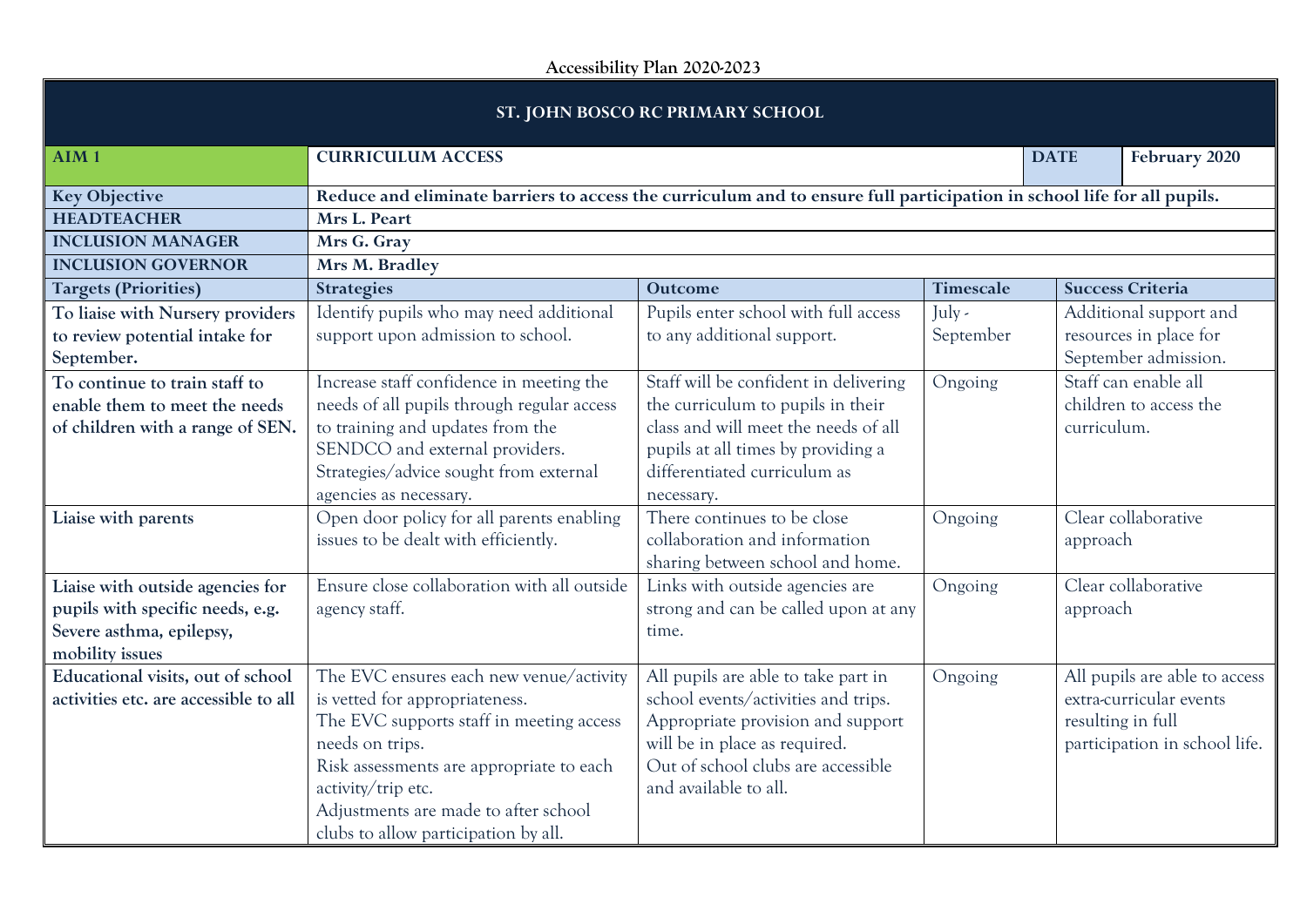**Accessibility Plan 2020-2023**

| ST. JOHN BOSCO RC PRIMARY SCHOOL | | | | |
|---|---|---|---|---|
| **AIM 1** | **CURRICULUM ACCESS** | | **DATE** | **February 2020** |
| **Key Objective** | **Reduce and eliminate barriers to access the curriculum and to ensure full participation in school life for all pupils.** | | | |
| **HEADTEACHER** | **Mrs L. Peart** | | | |
| **INCLUSION MANAGER** | **Mrs G. Gray** | | | |
| **INCLUSION GOVERNOR** | **Mrs M. Bradley** | | | |
| **Targets (Priorities)** | **Strategies** | **Outcome** | **Timescale** | **Success Criteria** |
| **To liaise with Nursery providers to review potential intake for September.** | Identify pupils who may need additional support upon admission to school. | Pupils enter school with full access to any additional support. | July - September | Additional support and resources in place for September admission. |
| **To continue to train staff to enable them to meet the needs of children with a range of SEN.** | Increase staff confidence in meeting the needs of all pupils through regular access to training and updates from the SENDCO and external providers. Strategies/advice sought from external agencies as necessary. | Staff will be confident in delivering the curriculum to pupils in their class and will meet the needs of all pupils at all times by providing a differentiated curriculum as necessary. | Ongoing | Staff can enable all children to access the curriculum. |
| **Liaise with parents** | Open door policy for all parents enabling issues to be dealt with efficiently. | There continues to be close collaboration and information sharing between school and home. | Ongoing | Clear collaborative approach |
| **Liaise with outside agencies for pupils with specific needs, e.g. Severe asthma, epilepsy, mobility issues** | Ensure close collaboration with all outside agency staff. | Links with outside agencies are strong and can be called upon at any time. | Ongoing | Clear collaborative approach |
| **Educational visits, out of school activities etc. are accessible to all** | The EVC ensures each new venue/activity is vetted for appropriateness.<br>The EVC supports staff in meeting access needs on trips.<br>Risk assessments are appropriate to each activity/trip etc.<br>Adjustments are made to after school clubs to allow participation by all. | All pupils are able to take part in school events/activities and trips.<br>Appropriate provision and support will be in place as required.<br>Out of school clubs are accessible and available to all. | Ongoing | All pupils are able to access extra-curricular events resulting in full participation in school life. |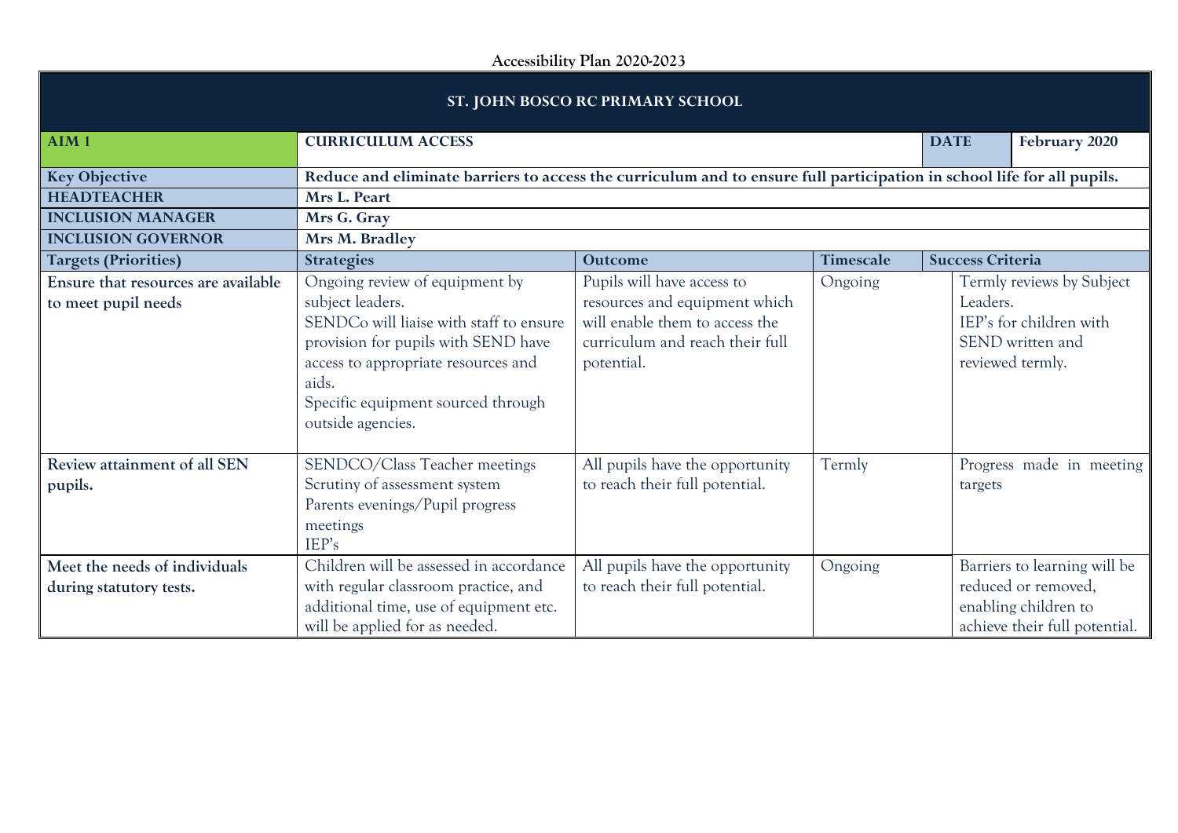# Accessibility Plan 2020-2023

| ST. JOHN BOSCO RC PRIMARY SCHOOL | | | | |
|---|---|---|---|---|
| **AIM 1** | **CURRICULUM ACCESS** | | **DATE** | **February 2020** |
| **Key Objective** | **Reduce and eliminate barriers to access the curriculum and to ensure full participation in school life for all pupils.** | | | |
| **HEADTEACHER** | **Mrs L. Peart** | | | |
| **INCLUSION MANAGER** | **Mrs G. Gray** | | | |
| **INCLUSION GOVERNOR** | **Mrs M. Bradley** | | | |
| **Targets (Priorities)** | **Strategies** | **Outcome** | **Timescale** | **Success Criteria** |
| **Ensure that resources are available to meet pupil needs** | Ongoing review of equipment by subject leaders.<br>SENDCo will liaise with staff to ensure provision for pupils with SEND have access to appropriate resources and aids.<br>Specific equipment sourced through outside agencies. | Pupils will have access to resources and equipment which will enable them to access the curriculum and reach their full potential. | Ongoing | Termly reviews by Subject Leaders.<br>IEP's for children with SEND written and reviewed termly. |
| **Review attainment of all SEN pupils.** | SENDCO/Class Teacher meetings<br>Scrutiny of assessment system<br>Parents evenings/Pupil progress meetings<br>IEP's | All pupils have the opportunity to reach their full potential. | Termly | Progress made in meeting targets |
| **Meet the needs of individuals during statutory tests.** | Children will be assessed in accordance with regular classroom practice, and additional time, use of equipment etc. will be applied for as needed. | All pupils have the opportunity to reach their full potential. | Ongoing | Barriers to learning will be reduced or removed, enabling children to achieve their full potential. |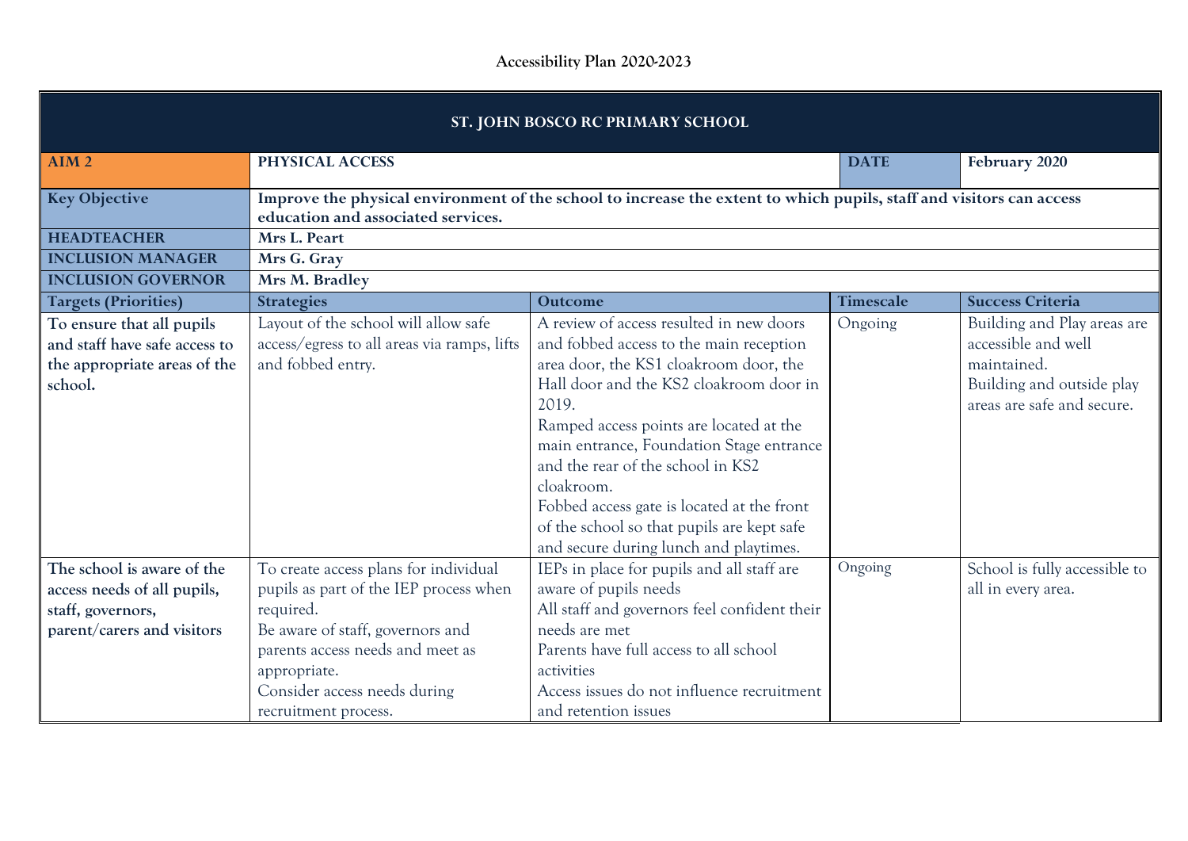# Accessibility Plan 2020-2023

| ST. JOHN BOSCO RC PRIMARY SCHOOL | | | | |
|---|---|---|---|---|
| **AIM 2** | **PHYSICAL ACCESS** | | **DATE** | **February 2020** |
| **Key Objective** | **Improve the physical environment of the school to increase the extent to which pupils, staff and visitors can access education and associated services.** | | | |
| **HEADTEACHER** | **Mrs L. Peart** | | | |
| **INCLUSION MANAGER** | **Mrs G. Gray** | | | |
| **INCLUSION GOVERNOR** | **Mrs M. Bradley** | | | |
| **Targets (Priorities)** | **Strategies** | **Outcome** | **Timescale** | **Success Criteria** |
| **To ensure that all pupils and staff have safe access to the appropriate areas of the school.** | Layout of the school will allow safe access/egress to all areas via ramps, lifts and fobbed entry. | A review of access resulted in new doors and fobbed access to the main reception area door, the KS1 cloakroom door, the Hall door and the KS2 cloakroom door in 2019.<br>Ramped access points are located at the main entrance, Foundation Stage entrance and the rear of the school in KS2 cloakroom.<br>Fobbed access gate is located at the front of the school so that pupils are kept safe and secure during lunch and playtimes. | Ongoing | Building and Play areas are accessible and well maintained.<br>Building and outside play areas are safe and secure. |
| **The school is aware of the access needs of all pupils, staff, governors, parent/carers and visitors** | To create access plans for individual pupils as part of the IEP process when required.<br>Be aware of staff, governors and parents access needs and meet as appropriate.<br>Consider access needs during recruitment process. | IEPs in place for pupils and all staff are aware of pupils needs<br>All staff and governors feel confident their needs are met<br>Parents have full access to all school activities<br>Access issues do not influence recruitment and retention issues | Ongoing | School is fully accessible to all in every area. |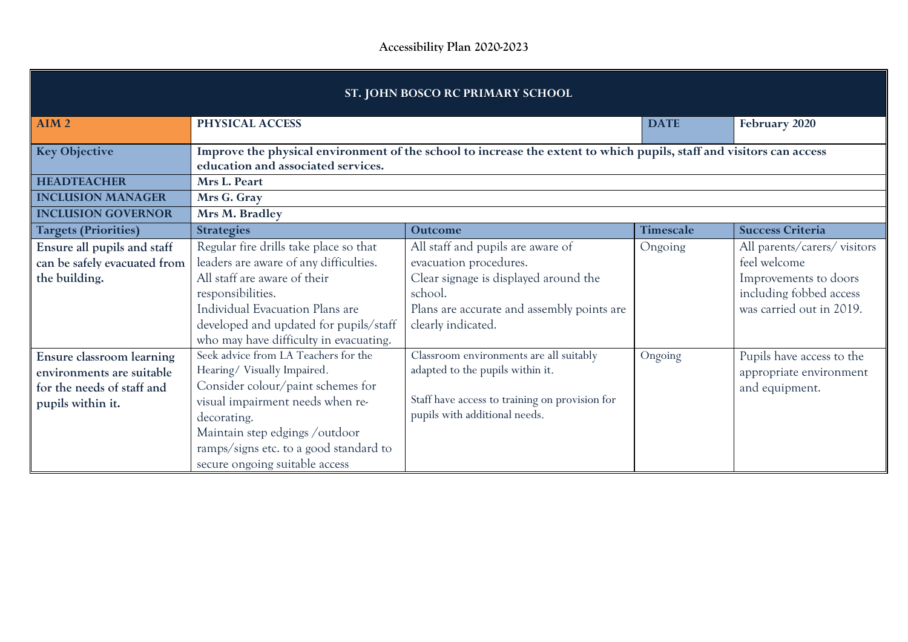**Accessibility Plan 2020-2023**

| ST. JOHN BOSCO RC PRIMARY SCHOOL | | | | |
|---|---|---|---|---|
| **AIM 2** | **PHYSICAL ACCESS** | | **DATE** | **February 2020** |
| **Key Objective** | **Improve the physical environment of the school to increase the extent to which pupils, staff and visitors can access education and associated services.** | | | |
| **HEADTEACHER** | **Mrs L. Peart** | | | |
| **INCLUSION MANAGER** | **Mrs G. Gray** | | | |
| **INCLUSION GOVERNOR** | **Mrs M. Bradley** | | | |
| **Targets (Priorities)** | **Strategies** | **Outcome** | **Timescale** | **Success Criteria** |
| **Ensure all pupils and staff can be safely evacuated from the building.** | Regular fire drills take place so that leaders are aware of any difficulties.<br>All staff are aware of their responsibilities.<br>Individual Evacuation Plans are developed and updated for pupils/staff who may have difficulty in evacuating. | All staff and pupils are aware of evacuation procedures.<br>Clear signage is displayed around the school.<br>Plans are accurate and assembly points are clearly indicated. | Ongoing | All parents/carers/ visitors feel welcome<br>Improvements to doors including fobbed access was carried out in 2019. |
| **Ensure classroom learning environments are suitable for the needs of staff and pupils within it.** | Seek advice from LA Teachers for the Hearing/ Visually Impaired.<br>Consider colour/paint schemes for visual impairment needs when re-decorating.<br>Maintain step edgings /outdoor ramps/signs etc. to a good standard to secure ongoing suitable access | Classroom environments are all suitably adapted to the pupils within it.<br><br>Staff have access to training on provision for pupils with additional needs. | Ongoing | Pupils have access to the appropriate environment and equipment. |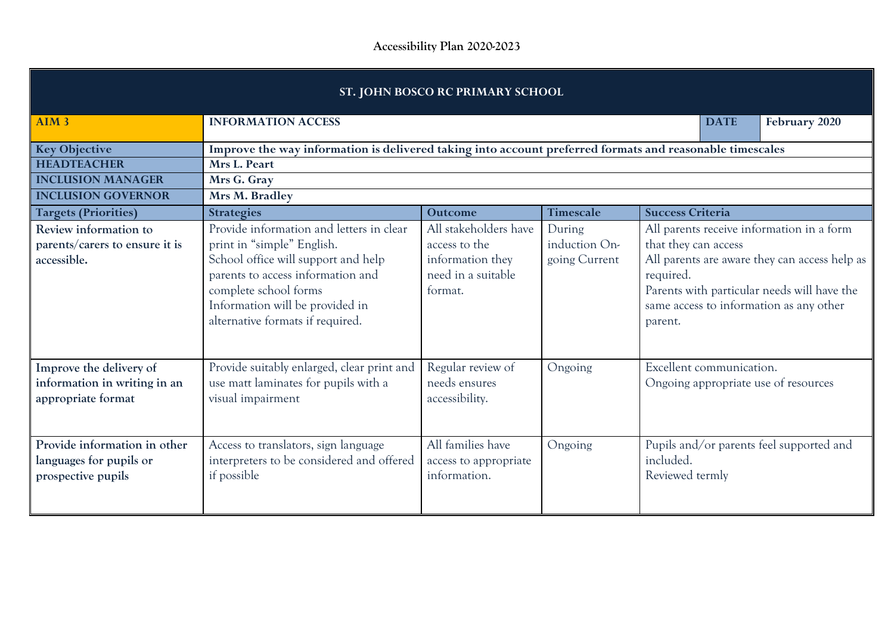**Accessibility Plan 2020-2023**

| ST. JOHN BOSCO RC PRIMARY SCHOOL | | | | |
|---|---|---|---|---|
| **AIM 3** | **INFORMATION ACCESS** | | **DATE** | **February 2020** |
| **Key Objective** | **Improve the way information is delivered taking into account preferred formats and reasonable timescales** | | | |
| **HEADTEACHER** | **Mrs L. Peart** | | | |
| **INCLUSION MANAGER** | **Mrs G. Gray** | | | |
| **INCLUSION GOVERNOR** | **Mrs M. Bradley** | | | |
| **Targets (Priorities)** | **Strategies** | **Outcome** | **Timescale** | **Success Criteria** |
| **Review information to parents/carers to ensure it is accessible.** | Provide information and letters in clear print in "simple" English.<br>School office will support and help parents to access information and complete school forms<br>Information will be provided in alternative formats if required. | All stakeholders have access to the information they need in a suitable format. | During induction On-going Current | All parents receive information in a form that they can access<br>All parents are aware they can access help as required.<br>Parents with particular needs will have the same access to information as any other parent. |
| **Improve the delivery of information in writing in an appropriate format** | Provide suitably enlarged, clear print and use matt laminates for pupils with a visual impairment | Regular review of needs ensures accessibility. | Ongoing | Excellent communication.<br>Ongoing appropriate use of resources |
| **Provide information in other languages for pupils or prospective pupils** | Access to translators, sign language interpreters to be considered and offered if possible | All families have access to appropriate information. | Ongoing | Pupils and/or parents feel supported and included.<br>Reviewed termly |